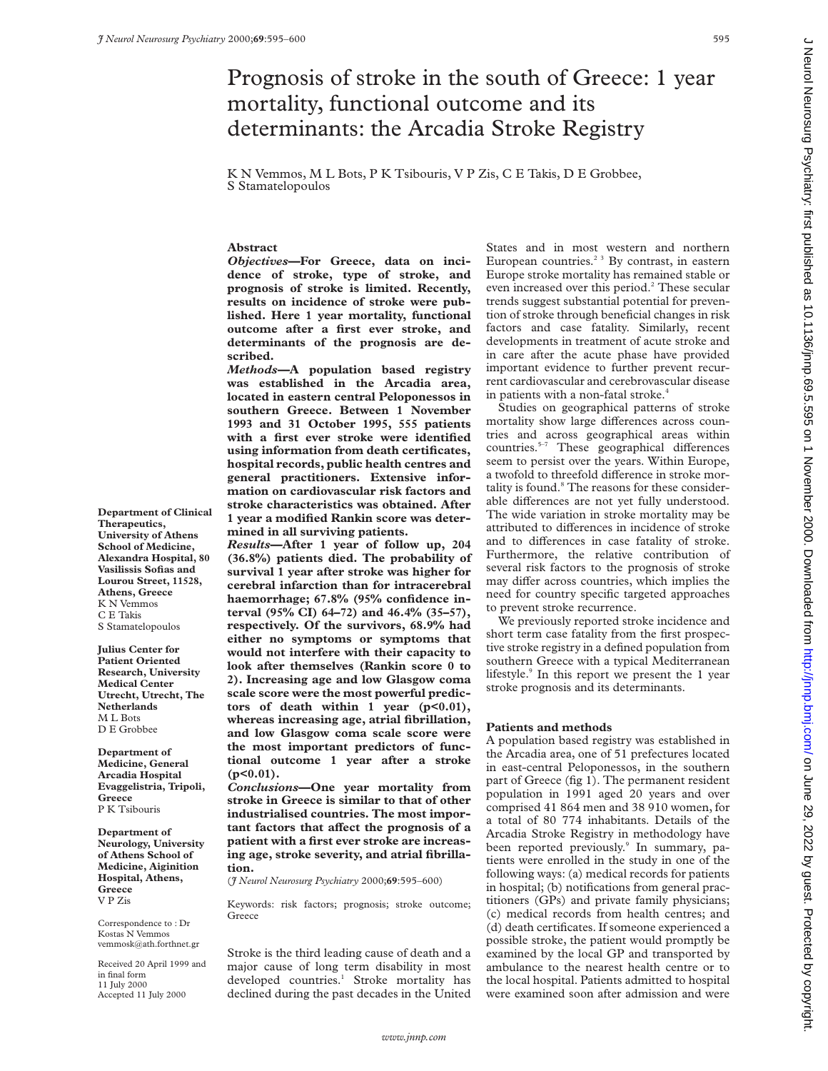# Prognosis of stroke in the south of Greece: 1 year mortality, functional outcome and its determinants: the Arcadia Stroke Registry

K N Vemmos, M L Bots, P K Tsibouris, V P Zis, C E Takis, D E Grobbee, S Stamatelopoulos

## Abstract

***Objectives*—For Greece, data on incidence of stroke, type of stroke, and prognosis of stroke is limited. Recently, results on incidence of stroke were published. Here 1 year mortality, functional outcome after a first ever stroke, and determinants of the prognosis are described.**

***Methods*—A population based registry was established in the Arcadia area, located in eastern central Peloponessos in southern Greece. Between 1 November 1993 and 31 October 1995, 555 patients with a first ever stroke were identified using information from death certificates, hospital records, public health centres and general practitioners. Extensive information on cardiovascular risk factors and stroke characteristics was obtained. After 1 year a modified Rankin score was determined in all surviving patients.**

***Results*—After 1 year of follow up, 204 (36.8%) patients died. The probability of survival 1 year after stroke was higher for cerebral infarction than for intracerebral haemorrhage; 67.8% (95% confidence interval (95% CI) 64–72) and 46.4% (35–57), respectively. Of the survivors, 68.9% had either no symptoms or symptoms that would not interfere with their capacity to look after themselves (Rankin score 0 to 2). Increasing age and low Glasgow coma scale score were the most powerful predictors of death within 1 year ($p<0.01$), whereas increasing age, atrial fibrillation, and low Glasgow coma scale score were the most important predictors of functional outcome 1 year after a stroke ($p<0.01$).**

***Conclusions*—One year mortality from stroke in Greece is similar to that of other industrialised countries. The most important factors that affect the prognosis of a patient with a first ever stroke are increasing age, stroke severity, and atrial fibrillation.**

(*J Neurol Neurosurg Psychiatry* 2000;**69**:595–600)

Keywords: risk factors; prognosis; stroke outcome; Greece

**Department of Clinical Therapeutics, University of Athens School of Medicine, Alexandra Hospital, 80 Vasilissis Sofias and Lourou Street, 11528, Athens, Greece**
K N Vemmos
C E Takis
S Stamatelopoulos

**Julius Center for Patient Oriented Research, University Medical Center Utrecht, Utrecht, The Netherlands**
M L Bots
D E Grobbee

**Department of Medicine, General Arcadia Hospital Evaggelistria, Tripoli, Greece**
P K Tsibouris

**Department of Neurology, University of Athens School of Medicine, Aiginition Hospital, Athens, Greece**
V P Zis

Correspondence to : Dr Kostas N Vemmos
vemmosk@ath.forthnet.gr

Received 20 April 1999 and in final form 11 July 2000
Accepted 11 July 2000

Stroke is the third leading cause of death and a major cause of long term disability in most developed countries.[1] Stroke mortality has declined during the past decades in the United States and in most western and northern European countries.[2 3] By contrast, in eastern Europe stroke mortality has remained stable or even increased over this period.[2] These secular trends suggest substantial potential for prevention of stroke through beneficial changes in risk factors and case fatality. Similarly, recent developments in treatment of acute stroke and in care after the acute phase have provided important evidence to further prevent recurrent cardiovascular and cerebrovascular disease in patients with a non-fatal stroke.[4]

Studies on geographical patterns of stroke mortality show large differences across countries and across geographical areas within countries.[5–7] These geographical differences seem to persist over the years. Within Europe, a twofold to threefold difference in stroke mortality is found.[8] The reasons for these considerable differences are not yet fully understood. The wide variation in stroke mortality may be attributed to differences in incidence of stroke and to differences in case fatality of stroke. Furthermore, the relative contribution of several risk factors to the prognosis of stroke may differ across countries, which implies the need for country specific targeted approaches to prevent stroke recurrence.

We previously reported stroke incidence and short term case fatality from the first prospective stroke registry in a defined population from southern Greece with a typical Mediterranean lifestyle.[9] In this report we present the 1 year stroke prognosis and its determinants.

## Patients and methods

A population based registry was established in the Arcadia area, one of 51 prefectures located in east-central Peloponessos, in the southern part of Greece (fig 1). The permanent resident population in 1991 aged 20 years and over comprised 41 864 men and 38 910 women, for a total of 80 774 inhabitants. Details of the Arcadia Stroke Registry in methodology have been reported previously.[9] In summary, patients were enrolled in the study in one of the following ways: (a) medical records for patients in hospital; (b) notifications from general practitioners (GPs) and private family physicians; (c) medical records from health centres; and (d) death certificates. If someone experienced a possible stroke, the patient would promptly be examined by the local GP and transported by ambulance to the nearest health centre or to the local hospital. Patients admitted to hospital were examined soon after admission and were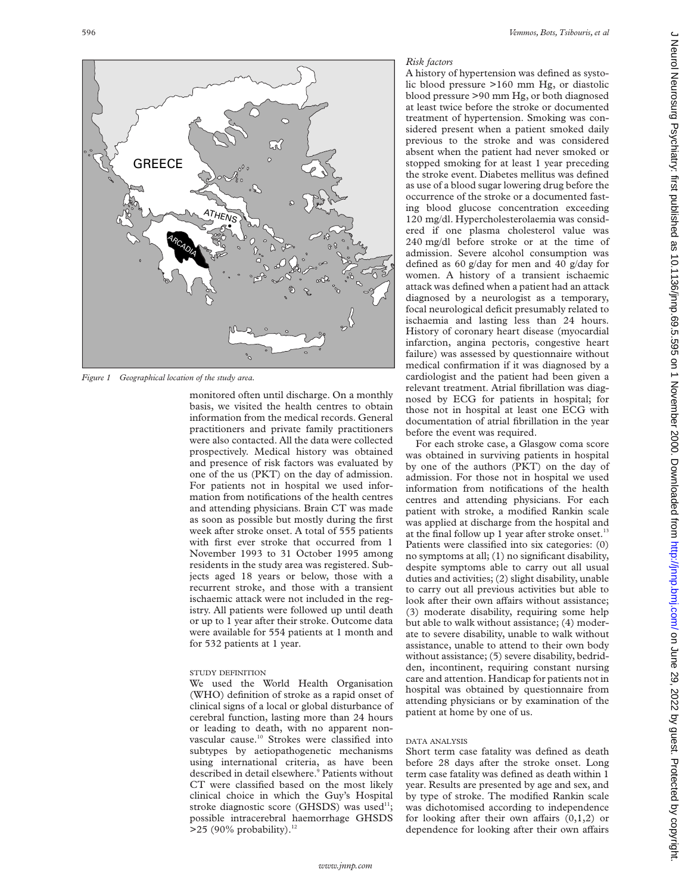Figure 1 Geographical location of the study area.

monitored often until discharge. On a monthly basis, we visited the health centres to obtain information from the medical records. General practitioners and private family practitioners were also contacted. All the data were collected prospectively. Medical history was obtained and presence of risk factors was evaluated by one of the us (PKT) on the day of admission. For patients not in hospital we used information from notifications of the health centres and attending physicians. Brain CT was made as soon as possible but mostly during the first week after stroke onset. A total of 555 patients with first ever stroke that occurred from 1 November 1993 to 31 October 1995 among residents in the study area was registered. Subjects aged 18 years or below, those with a recurrent stroke, and those with a transient ischaemic attack were not included in the registry. All patients were followed up until death or up to 1 year after their stroke. Outcome data were available for 554 patients at 1 month and for 532 patients at 1 year.

### STUDY DEFINITION

We used the World Health Organisation (WHO) definition of stroke as a rapid onset of clinical signs of a local or global disturbance of cerebral function, lasting more than 24 hours or leading to death, with no apparent non-vascular cause.[10] Strokes were classified into subtypes by aetiopathogenetic mechanisms using international criteria, as have been described in detail elsewhere.[9] Patients without CT were classified based on the most likely clinical choice in which the Guy's Hospital stroke diagnostic score (GHSDS) was used[11]; possible intracerebral haemorrhage GHSDS >25 (90% probability).[12]

### *Risk factors*

A history of hypertension was defined as systolic blood pressure >160 mm Hg, or diastolic blood pressure >90 mm Hg, or both diagnosed at least twice before the stroke or documented treatment of hypertension. Smoking was considered present when a patient smoked daily previous to the stroke and was considered absent when the patient had never smoked or stopped smoking for at least 1 year preceding the stroke event. Diabetes mellitus was defined as use of a blood sugar lowering drug before the occurrence of the stroke or a documented fasting blood glucose concentration exceeding 120 mg/dl. Hypercholesterolaemia was considered if one plasma cholesterol value was 240 mg/dl before stroke or at the time of admission. Severe alcohol consumption was defined as 60 g/day for men and 40 g/day for women. A history of a transient ischaemic attack was defined when a patient had an attack diagnosed by a neurologist as a temporary, focal neurological deficit presumably related to ischaemia and lasting less than 24 hours. History of coronary heart disease (myocardial infarction, angina pectoris, congestive heart failure) was assessed by questionnaire without medical confirmation if it was diagnosed by a cardiologist and the patient had been given a relevant treatment. Atrial fibrillation was diagnosed by ECG for patients in hospital; for those not in hospital at least one ECG with documentation of atrial fibrillation in the year before the event was required.

For each stroke case, a Glasgow coma score was obtained in surviving patients in hospital by one of the authors (PKT) on the day of admission. For those not in hospital we used information from notifications of the health centres and attending physicians. For each patient with stroke, a modified Rankin scale was applied at discharge from the hospital and at the final follow up 1 year after stroke onset.[13] Patients were classified into six categories: (0) no symptoms at all; (1) no significant disability, despite symptoms able to carry out all usual duties and activities; (2) slight disability, unable to carry out all previous activities but able to look after their own affairs without assistance; (3) moderate disability, requiring some help but able to walk without assistance; (4) moderate to severe disability, unable to walk without assistance, unable to attend to their own body without assistance; (5) severe disability, bedridden, incontinent, requiring constant nursing care and attention. Handicap for patients not in hospital was obtained by questionnaire from attending physicians or by examination of the patient at home by one of us.

### DATA ANALYSIS

Short term case fatality was defined as death before 28 days after the stroke onset. Long term case fatality was defined as death within 1 year. Results are presented by age and sex, and by type of stroke. The modified Rankin scale was dichotomised according to independence for looking after their own affairs (0,1,2) or dependence for looking after their own affairs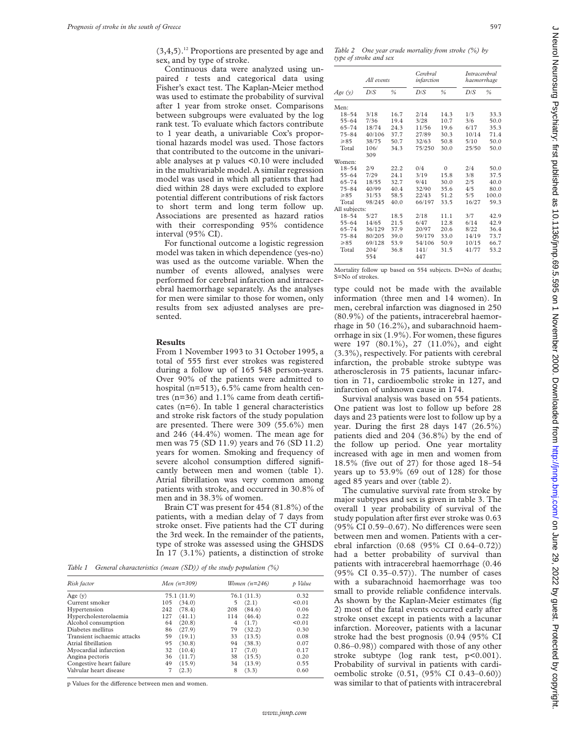(3,4,5).[12] Proportions are presented by age and sex, and by type of stroke.

Continuous data were analyzed using unpaired *t* tests and categorical data using Fisher's exact test. The Kaplan-Meier method was used to estimate the probability of survival after 1 year from stroke onset. Comparisons between subgroups were evaluated by the log rank test. To evaluate which factors contribute to 1 year death, a univariable Cox's proportional hazards model was used. Those factors that contributed to the outcome in the univariable analyses at p values <0.10 were included in the multivariable model. A similar regression model was used in which all patients that had died within 28 days were excluded to explore potential different contributions of risk factors to short term and long term follow up. Associations are presented as hazard ratios with their corresponding 95% confidence interval (95% CI).

For functional outcome a logistic regression model was taken in which dependence (yes-no) was used as the outcome variable. When the number of events allowed, analyses were performed for cerebral infarction and intracerebral haemorrhage separately. As the analyses for men were similar to those for women, only results from sex adjusted analyses are presented.

## Results

From 1 November 1993 to 31 October 1995, a total of 555 first ever strokes was registered during a follow up of 165 548 person-years. Over 90% of the patients were admitted to hospital (n=513), 6.5% came from health centres (n=36) and 1.1% came from death certificates (n=6). In table 1 general characteristics and stroke risk factors of the study population are presented. There were 309 (55.6%) men and 246 (44.4%) women. The mean age for men was 75 (SD 11.9) years and 76 (SD 11.2) years for women. Smoking and frequency of severe alcohol consumption differed significantly between men and women (table 1). Atrial fibrillation was very common among patients with stroke, and occurred in 30.8% of men and in 38.3% of women.

Brain CT was present for 454 (81.8%) of the patients, with a median delay of 7 days from stroke onset. Five patients had the CT during the 3rd week. In the remainder of the patients, type of stroke was assessed using the GHSDS In 17 (3.1%) patients, a distinction of stroke type could not be made with the available information (three men and 14 women). In men, cerebral infarction was diagnosed in 250 (80.9%) of the patients, intracerebral haemorrhage in 50 (16.2%), and subarachnoid haemorrhage in six (1.9%). For women, these figures were 197 (80.1%), 27 (11.0%), and eight (3.3%), respectively. For patients with cerebral infarction, the probable stroke subtype was atherosclerosis in 75 patients, lacunar infarction in 71, cardioembolic stroke in 127, and infarction of unknown cause in 174.

*Table 1 General characteristics (mean (SD)) of the study population (%)*

| Risk factor | Men (n=309) | | Women (n=246) | | p Value |
|---|---|---|---|---|---|
| Age (y) | 75.1 (11.9) | | 76.1 (11.3) | | 0.32 |
| Current smoker | 105 | (34.0) | 5 | (2.1) | <0.01 |
| Hypertension | 242 | (78.4) | 208 | (84.6) | 0.06 |
| Hypercholesterolaemia | 127 | (41.1) | 114 | (46.4) | 0.22 |
| Alcohol consumption | 64 | (20.8) | 4 | (1.7) | <0.01 |
| Diabetes mellitus | 86 | (27.9) | 79 | (32.2) | 0.30 |
| Transient ischaemic attacks | 59 | (19.1) | 33 | (13.5) | 0.08 |
| Atrial fibrillation | 95 | (30.8) | 94 | (38.3) | 0.07 |
| Myocardial infarction | 32 | (10.4) | 17 | (7.0) | 0.17 |
| Angina pectoris | 36 | (11.7) | 38 | (15.5) | 0.20 |
| Congestive heart failure | 49 | (15.9) | 34 | (13.9) | 0.55 |
| Valvular heart disease | 7 | (2.3) | 8 | (3.3) | 0.60 |

p Values for the difference between men and women.

*Table 2 One year crude mortality from stroke (%) by type of stroke and sex*

| | All events | | Cerebral infarction | | Intracerebral haemorrhage | |
|---|---|---|---|---|---|---|
| Age (y) | D/S | % | D/S | % | D/S | % |
| Men: | | | | | | |
| 18–54 | 3/18 | 16.7 | 2/14 | 14.3 | 1/3 | 33.3 |
| 55–64 | 7/36 | 19.4 | 3/28 | 10.7 | 3/6 | 50.0 |
| 65–74 | 18/74 | 24.3 | 11/56 | 19.6 | 6/17 | 35.3 |
| 75–84 | 40/106 | 37.7 | 27/89 | 30.3 | 10/14 | 71.4 |
| ≥85 | 38/75 | 50.7 | 32/63 | 50.8 | 5/10 | 50.0 |
| Total | 106/309 | 34.3 | 75/250 | 30.0 | 25/50 | 50.0 |
| Women: | | | | | | |
| 18–54 | 2/9 | 22.2 | 0/4 | 0 | 2/4 | 50.0 |
| 55–64 | 7/29 | 24.1 | 3/19 | 15.8 | 3/8 | 37.5 |
| 65–74 | 18/55 | 32.7 | 9/41 | 30.0 | 2/5 | 40.0 |
| 75–84 | 40/99 | 40.4 | 32/90 | 35.6 | 4/5 | 80.0 |
| ≥85 | 31/53 | 58.5 | 22/43 | 51.2 | 5/5 | 100.0 |
| Total | 98/245 | 40.0 | 66/197 | 33.5 | 16/27 | 59.3 |
| All subjects: | | | | | | |
| 18–54 | 5/27 | 18.5 | 2/18 | 11.1 | 3/7 | 42.9 |
| 55–64 | 14/65 | 21.5 | 6/47 | 12.8 | 6/14 | 42.9 |
| 65–74 | 36/129 | 37.9 | 20/97 | 20.6 | 8/22 | 36.4 |
| 75–84 | 80/205 | 39.0 | 59/179 | 33.0 | 14/19 | 73.7 |
| ≥85 | 69/128 | 53.9 | 54/106 | 50.9 | 10/15 | 66.7 |
| Total | 204/554 | 36.8 | 141/447 | 31.5 | 41/77 | 53.2 |

Mortality follow up based on 554 subjects. D=No of deaths; S=No of strokes.

Survival analysis was based on 554 patients. One patient was lost to follow up before 28 days and 23 patients were lost to follow up by a year. During the first 28 days 147 (26.5%) patients died and 204 (36.8%) by the end of the follow up period. One year mortality increased with age in men and women from 18.5% (five out of 27) for those aged 18–54 years up to 53.9% (69 out of 128) for those aged 85 years and over (table 2).

The cumulative survival rate from stroke by major subtypes and sex is given in table 3. The overall 1 year probability of survival of the study population after first ever stroke was 0.63 (95% CI 0.59–0.67). No differences were seen between men and women. Patients with a cerebral infarction (0.68 (95% CI 0.64–0.72)) had a better probability of survival than patients with intracerebral haemorrhage (0.46 (95% CI 0.35–0.57)). The number of cases with a subarachnoid haemorrhage was too small to provide reliable confidence intervals. As shown by the Kaplan-Meier estimates (fig 2) most of the fatal events occurred early after stroke onset except in patients with a lacunar infarction. Moreover, patients with a lacunar stroke had the best prognosis (0.94 (95% CI 0.86–0.98)) compared with those of any other stroke subtype (log rank test, p<0.001). Probability of survival in patients with cardioembolic stroke (0.51, (95% CI 0.43–0.60)) was similar to that of patients with intracerebral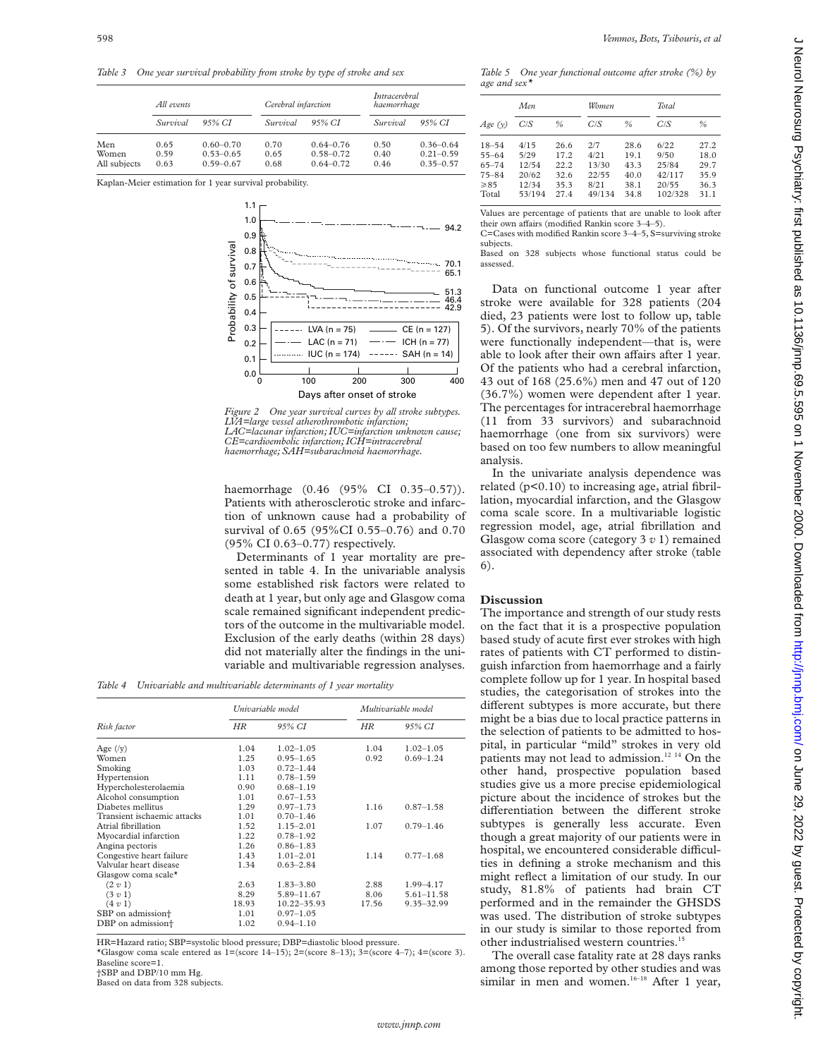*Table 3 One year survival probability from stroke by type of stroke and sex*

| | All events | | Cerebral infarction | | Intracerebral haemorrhage | |
|---|---|---|---|---|---|---|
| | Survival | 95% CI | Survival | 95% CI | Survival | 95% CI |
| Men | 0.65 | 0.60–0.70 | 0.70 | 0.64–0.76 | 0.50 | 0.36–0.64 |
| Women | 0.59 | 0.53–0.65 | 0.65 | 0.58–0.72 | 0.40 | 0.21–0.59 |
| All subjects | 0.63 | 0.59–0.67 | 0.68 | 0.64–0.72 | 0.46 | 0.35–0.57 |

Kaplan-Meier estimation for 1 year survival probability.

*Figure 2 One year survival curves by all stroke subtypes. LVA=large vessel atherothrombotic infarction; LAC=lacunar infarction; IUC=infarction unknown cause; CE=cardioembolic infarction; ICH=intracerebral haemorrhage; SAH=subarachnoid haemorrhage.*

haemorrhage (0.46 (95% CI 0.35–0.57)). Patients with atherosclerotic stroke and infarction of unknown cause had a probability of survival of 0.65 (95%CI 0.55–0.76) and 0.70 (95% CI 0.63–0.77) respectively.

Determinants of 1 year mortality are presented in table 4. In the univariable analysis some established risk factors were related to death at 1 year, but only age and Glasgow coma scale remained significant independent predictors of the outcome in the multivariable model. Exclusion of the early deaths (within 28 days) did not materially alter the findings in the univariable and multivariable regression analyses.

*Table 4 Univariable and multivariable determinants of 1 year mortality*

| Risk factor | Univariable model HR | Univariable model 95% CI | Multivariable model HR | Multivariable model 95% CI |
|---|---|---|---|---|
| Age (/y) | 1.04 | 1.02–1.05 | 1.04 | 1.02–1.05 |
| Women | 1.25 | 0.95–1.65 | 0.92 | 0.69–1.24 |
| Smoking | 1.03 | 0.72–1.44 | | |
| Hypertension | 1.11 | 0.78–1.59 | | |
| Hypercholesterolaemia | 0.90 | 0.68–1.19 | | |
| Alcohol consumption | 1.01 | 0.67–1.53 | | |
| Diabetes mellitus | 1.29 | 0.97–1.73 | 1.16 | 0.87–1.58 |
| Transient ischaemic attacks | 1.01 | 0.70–1.46 | | |
| Atrial fibrillation | 1.52 | 1.15–2.01 | 1.07 | 0.79–1.46 |
| Myocardial infarction | 1.22 | 0.78–1.92 | | |
| Angina pectoris | 1.26 | 0.86–1.83 | | |
| Congestive heart failure | 1.43 | 1.01–2.01 | 1.14 | 0.77–1.68 |
| Valvular heart disease | 1.34 | 0.63–2.84 | | |
| Glasgow coma scale* | | | | |
| (2 v 1) | 2.63 | 1.83–3.80 | 2.88 | 1.99–4.17 |
| (3 v 1) | 8.29 | 5.89–11.67 | 8.06 | 5.61–11.58 |
| (4 v 1) | 18.93 | 10.22–35.93 | 17.56 | 9.35–32.99 |
| SBP on admission† | 1.01 | 0.97–1.05 | | |
| DBP on admission† | 1.02 | 0.94–1.10 | | |

HR=Hazard ratio; SBP=systolic blood pressure; DBP=diastolic blood pressure.
*Glasgow coma scale entered as 1=(score 14–15); 2=(score 8–13); 3=(score 4–7); 4=(score 3). Baseline score=1.
†SBP and DBP/10 mm Hg.
Based on data from 328 subjects.

*Table 5 One year functional outcome after stroke (%) by age and sex**

| Age (y) | Men C/S | Men % | Women C/S | Women % | Total C/S | Total % |
|---|---|---|---|---|---|---|
| 18–54 | 4/15 | 26.6 | 2/7 | 28.6 | 6/22 | 27.2 |
| 55–64 | 5/29 | 17.2 | 4/21 | 19.1 | 9/50 | 18.0 |
| 65–74 | 12/54 | 22.2 | 13/30 | 43.3 | 25/84 | 29.7 |
| 75–84 | 20/62 | 32.6 | 22/55 | 40.0 | 42/117 | 35.9 |
| ⩾85 | 12/34 | 35.3 | 8/21 | 38.1 | 20/55 | 36.3 |
| Total | 53/194 | 27.4 | 49/134 | 34.8 | 102/328 | 31.1 |

Values are percentage of patients that are unable to look after their own affairs (modified Rankin score 3–4–5).
C=Cases with modified Rankin score 3–4–5, S=surviving stroke subjects.
Based on 328 subjects whose functional status could be assessed.

Data on functional outcome 1 year after stroke were available for 328 patients (204 died, 23 patients were lost to follow up, table 5). Of the survivors, nearly 70% of the patients were functionally independent—that is, were able to look after their own affairs after 1 year. Of the patients who had a cerebral infarction, 43 out of 168 (25.6%) men and 47 out of 120 (36.7%) women were dependent after 1 year. The percentages for intracerebral haemorrhage (11 from 33 survivors) and subarachnoid haemorrhage (one from six survivors) were based on too few numbers to allow meaningful analysis.

In the univariate analysis dependence was related ($p<0.10$) to increasing age, atrial fibrillation, myocardial infarction, and the Glasgow coma scale score. In a multivariable logistic regression model, age, atrial fibrillation and Glasgow coma score (category 3 *v* 1) remained associated with dependency after stroke (table 6).

## Discussion

The importance and strength of our study rests on the fact that it is a prospective population based study of acute first ever strokes with high rates of patients with CT performed to distinguish infarction from haemorrhage and a fairly complete follow up for 1 year. In hospital based studies, the categorisation of strokes into the different subtypes is more accurate, but there might be a bias due to local practice patterns in the selection of patients to be admitted to hospital, in particular "mild" strokes in very old patients may not lead to admission.[12 14] On the other hand, prospective population based studies give us a more precise epidemiological picture about the incidence of strokes but the differentiation between the different stroke subtypes is generally less accurate. Even though a great majority of our patients were in hospital, we encountered considerable difficulties in defining a stroke mechanism and this might reflect a limitation of our study. In our study, 81.8% of patients had brain CT performed and in the remainder the GHSDS was used. The distribution of stroke subtypes in our study is similar to those reported from other industrialised western countries.[15]

The overall case fatality rate at 28 days ranks among those reported by other studies and was similar in men and women.[16–18] After 1 year,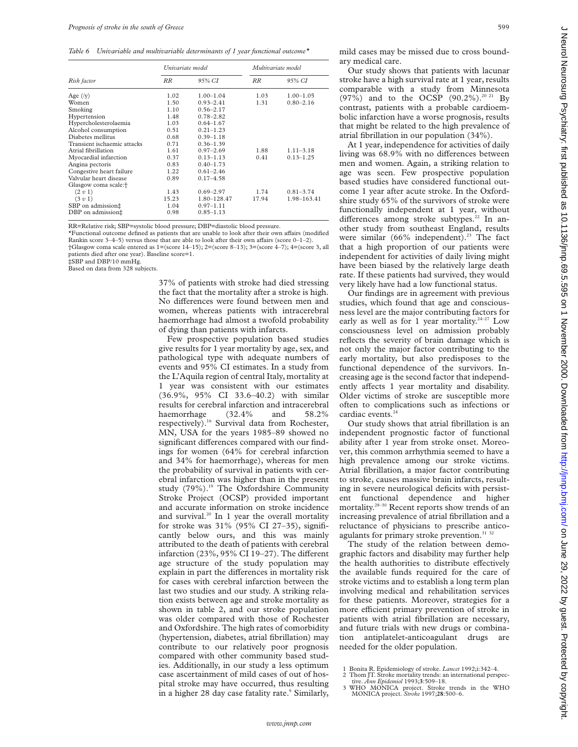*Table 6 Univariable and multivariable determinants of 1 year functional outcome**

| Risk factor | Univariate model | | Multivariate model | |
|---|---|---|---|---|
| | RR | 95% CI | RR | 95% CI |
| Age (/y) | 1.02 | 1.00–1.04 | 1.03 | 1.00–1.05 |
| Women | 1.50 | 0.93–2.41 | 1.31 | 0.80–2.16 |
| Smoking | 1.10 | 0.56–2.17 | | |
| Hypertension | 1.48 | 0.78–2.82 | | |
| Hypercholesterolaemia | 1.03 | 0.64–1.67 | | |
| Alcohol consumption | 0.51 | 0.21–1.23 | | |
| Diabetes mellitus | 0.68 | 0.39–1.18 | | |
| Transient ischaemic attacks | 0.71 | 0.36–1.39 | | |
| Atrial fibrillation | 1.61 | 0.97–2.69 | 1.88 | 1.11–3.18 |
| Myocardial infarction | 0.37 | 0.13–1.13 | 0.41 | 0.13–1.25 |
| Angina pectoris | 0.83 | 0.40–1.73 | | |
| Congestive heart failure | 1.22 | 0.61–2.46 | | |
| Valvular heart disease | 0.89 | 0.17–4.58 | | |
| Glasgow coma scale:† | | | | |
| (2 *v* 1) | 1.43 | 0.69–2.97 | 1.74 | 0.81–3.74 |
| (3 *v* 1) | 15.23 | 1.80–128.47 | 17.94 | 1.98–163.41 |
| SBP on admission‡ | 1.04 | 0.97–1.11 | | |
| DBP on admission‡ | 0.98 | 0.85–1.13 | | |

RR=Relative risk; SBP=systolic blood pressure; DBP=diastolic blood pressure.
*Functional outcome defined as patients that are unable to look after their own affairs (modified Rankin score 3–4–5) versus those that are able to look after their own affairs (score 0–1–2).
†Glasgow coma scale entered as 1=(score 14–15); 2=(score 8–13); 3=(score 4–7); 4=(score 3, all patients died after one year). Baseline score=1.
‡SBP and DBP/10 mmHg.
Based on data from 328 subjects.

37% of patients with stroke had died stressing the fact that the mortality after a stroke is high. No differences were found between men and women, whereas patients with intracerebral haemorrhage had almost a twofold probability of dying than patients with infarcts.

Few prospective population based studies give results for 1 year mortality by age, sex, and pathological type with adequate numbers of events and 95% CI estimates. In a study from the L'Aquila region of central Italy, mortality at 1 year was consistent with our estimates (36.9%, 95% CI 33.6–40.2) with similar results for cerebral infarction and intracerebral haemorrhage (32.4% and 58.2% respectively).[16] Survival data from Rochester, MN, USA for the years 1985–89 showed no significant differences compared with our findings for women (64% for cerebral infarction and 34% for haemorrhage), whereas for men the probability of survival in patients with cerebral infarction was higher than in the present study (79%).[19] The Oxfordshire Community Stroke Project (OCSP) provided important and accurate information on stroke incidence and survival.[20] In 1 year the overall mortality for stroke was 31% (95% CI 27–35), significantly below ours, and this was mainly attributed to the death of patients with cerebral infarction (23%, 95% CI 19–27). The different age structure of the study population may explain in part the differences in mortality risk for cases with cerebral infarction between the last two studies and our study. A striking relation exists between age and stroke mortality as shown in table 2, and our stroke population was older compared with those of Rochester and Oxfordshire. The high rates of comorbidity (hypertension, diabetes, atrial fibrillation) may contribute to our relatively poor prognosis compared with other community based studies. Additionally, in our study a less optimum case ascertainment of mild cases of out of hospital stroke may have occurred, thus resulting in a higher 28 day case fatality rate.[9] Similarly, mild cases may be missed due to cross boundary medical care.

Our study shows that patients with lacunar stroke have a high survival rate at 1 year, results comparable with a study from Minnesota (97%) and to the OCSP (90.2%).[20 21] By contrast, patients with a probable cardioembolic infarction have a worse prognosis, results that might be related to the high prevalence of atrial fibrillation in our population (34%).

At 1 year, independence for activities of daily living was 68.9% with no differences between men and women. Again, a striking relation to age was seen. Few prospective population based studies have considered functional outcome 1 year after acute stroke. In the Oxfordshire study 65% of the survivors of stroke were functionally independent at 1 year, without differences among stroke subtypes.[22] In another study from southeast England, results were similar (66% independent).[23] The fact that a high proportion of our patients were independent for activities of daily living might have been biased by the relatively large death rate. If these patients had survived, they would very likely have had a low functional status.

Our findings are in agreement with previous studies, which found that age and consciousness level are the major contributing factors for early as well as for 1 year mortality.[24–27] Low consciousness level on admission probably reflects the severity of brain damage which is not only the major factor contributing to the early mortality, but also predisposes to the functional dependence of the survivors. Increasing age is the second factor that independently affects 1 year mortality and disability. Older victims of stroke are susceptible more often to complications such as infections or cardiac events.[24]

Our study shows that atrial fibrillation is an independent prognostic factor of functional ability after 1 year from stroke onset. Moreover, this common arrhythmia seemed to have a high prevalence among our stroke victims. Atrial fibrillation, a major factor contributing to stroke, causes massive brain infarcts, resulting in severe neurological deficits with persistent functional dependence and higher mortality.[28–30] Recent reports show trends of an increasing prevalence of atrial fibrillation and a reluctance of physicians to prescribe anticoagulants for primary stroke prevention.[31 32]

The study of the relation between demographic factors and disability may further help the health authorities to distribute effectively the available funds required for the care of stroke victims and to establish a long term plan involving medical and rehabilitation services for these patients. Moreover, strategies for a more efficient primary prevention of stroke in patients with atrial fibrillation are necessary, and future trials with new drugs or combination antiplatelet-anticoagulant drugs are needed for the older population.

1 Bonita R. Epidemiology of stroke. *Lancet* 1992;i:342–4.
2 Thom JT. Stroke mortality trends: an international perspective. *Ann Epidemiol* 1993;**3**:509–18.
3 WHO MONICA project. Stroke trends in the WHO MONICA project. *Stroke* 1997;**28**:500–6.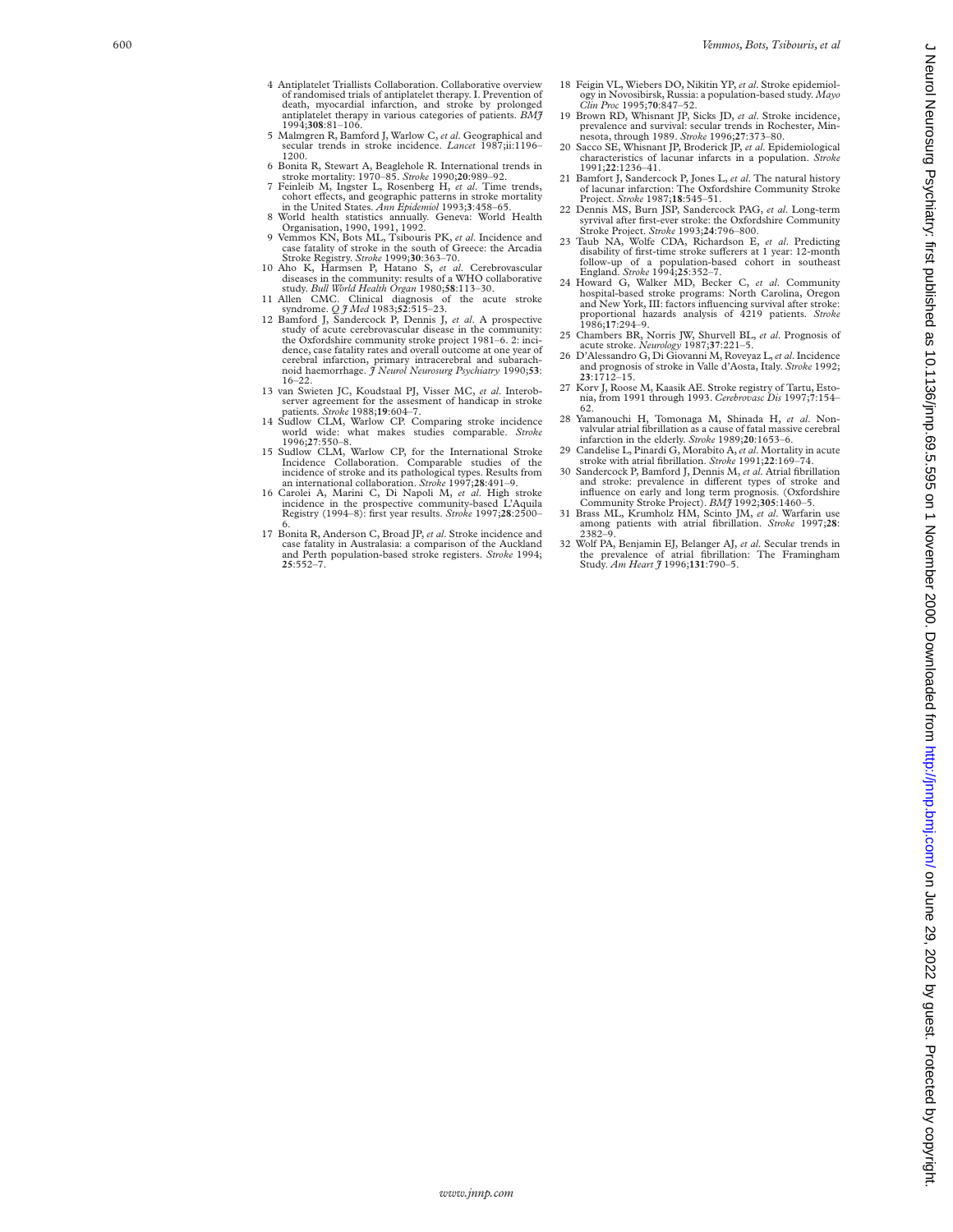4 Antiplatelet Triallists Collaboration. Collaborative overview of randomised trials of antiplatelet therapy. I. Prevention of death, myocardial infarction, and stroke by prolonged antiplatelet therapy in various categories of patients. *BMJ* 1994;**308**:81–106.

5 Malmgren R, Bamford J, Warlow C, *et al*. Geographical and secular trends in stroke incidence. *Lancet* 1987;ii:1196–1200.

6 Bonita R, Stewart A, Beaglehole R. International trends in stroke mortality: 1970–85. *Stroke* 1990;**20**:989–92.

7 Feinleib M, Ingster L, Rosenberg H, *et al*. Time trends, cohort effects, and geographic patterns in stroke mortality in the United States. *Ann Epidemiol* 1993;**3**:458–65.

8 World health statistics annually. Geneva: World Health Organisation, 1990, 1991, 1992.

9 Vemmos KN, Bots ML, Tsibouris PK, *et al*. Incidence and case fatality of stroke in the south of Greece: the Arcadia Stroke Registry. *Stroke* 1999;**30**:363–70.

10 Aho K, Harmsen P, Hatano S, *et al*. Cerebrovascular diseases in the community: results of a WHO collaborative study. *Bull World Health Organ* 1980;**58**:113–30.

11 Allen CMC. Clinical diagnosis of the acute stroke syndrome. *Q J Med* 1983;**52**:515–23.

12 Bamford J, Sandercock P, Dennis J, *et al*. A prospective study of acute cerebrovascular disease in the community: the Oxfordshire community stroke project 1981–6. 2: incidence, case fatality rates and overall outcome at one year of cerebral infarction, primary intracerebral and subarachnoid haemorrhage. *J Neurol Neurosurg Psychiatry* 1990;**53**:16–22.

13 van Swieten JC, Koudstaal PJ, Visser MC, *et al*. Interobserver agreement for the assesment of handicap in stroke patients. *Stroke* 1988;**19**:604–7.

14 Sudlow CLM, Warlow CP. Comparing stroke incidence world wide: what makes studies comparable. *Stroke* 1996;**27**:550–8.

15 Sudlow CLM, Warlow CP, for the International Stroke Incidence Collaboration. Comparable studies of the incidence of stroke and its pathological types. Results from an international collaboration. *Stroke* 1997;**28**:491–9.

16 Carolei A, Marini C, Di Napoli M, *et al*. High stroke incidence in the prospective community-based L'Aquila Registry (1994–8): first year results. *Stroke* 1997;**28**:2500–6.

17 Bonita R, Anderson C, Broad JP, *et al*. Stroke incidence and case fatality in Australasia: a comparison of the Auckland and Perth population-based stroke registers. *Stroke* 1994;**25**:552–7.

18 Feigin VL, Wiebers DO, Nikitin YP, *et al*. Stroke epidemiology in Novosibirsk, Russia: a population-based study. *Mayo Clin Proc* 1995;**70**:847–52.

19 Brown RD, Whisnant JP, Sicks JD, *et al*. Stroke incidence, prevalence and survival: secular trends in Rochester, Minnesota, through 1989. *Stroke* 1996;**27**:373–80.

20 Sacco SE, Whisnant JP, Broderick JP, *et al*. Epidemiological characteristics of lacunar infarcts in a population. *Stroke* 1991;**22**:1236–41.

21 Bamfort J, Sandercock P, Jones L, *et al*. The natural history of lacunar infarction: The Oxfordshire Community Stroke Project. *Stroke* 1987;**18**:545–51.

22 Dennis MS, Burn JSP, Sandercock PAG, *et al*. Long-term syrvival after first-ever stroke: the Oxfordshire Community Stroke Project. *Stroke* 1993;**24**:796–800.

23 Taub NA, Wolfe CDA, Richardson E, *et al*. Predicting disability of first-time stroke sufferers at 1 year: 12-month follow-up of a population-based cohort in southeast England. *Stroke* 1994;**25**:352–7.

24 Howard G, Walker MD, Becker C, *et al*. Community hospital-based stroke programs: North Carolina, Oregon and New York, III: factors influencing survival after stroke: proportional hazards analysis of 4219 patients. *Stroke* 1986;**17**:294–9.

25 Chambers BR, Norris JW, Shurvell BL, *et al*. Prognosis of acute stroke. *Neurology* 1987;**37**:221–5.

26 D'Alessandro G, Di Giovanni M, Roveyaz L, *et al*. Incidence and prognosis of stroke in Valle d'Aosta, Italy. *Stroke* 1992;**23**:1712–15.

27 Korv J, Roose M, Kaasik AE. Stroke registry of Tartu, Estonia, from 1991 through 1993. *Cerebrovasc Dis* 1997;**7**:154–62.

28 Yamanouchi H, Tomonaga M, Shinada H, *et al*. Nonvalvular atrial fibrillation as a cause of fatal massive cerebral infarction in the elderly. *Stroke* 1989;**20**:1653–6.

29 Candelise L, Pinardi G, Morabito A, *et al*. Mortality in acute stroke with atrial fibrillation. *Stroke* 1991;**22**:169–74.

30 Sandercock P, Bamford J, Dennis M, *et al*. Atrial fibrillation and stroke: prevalence in different types of stroke and influence on early and long term prognosis. (Oxfordshire Community Stroke Project). *BMJ* 1992;**305**:1460–5.

31 Brass ML, Krumholz HM, Scinto JM, *et al*. Warfarin use among patients with atrial fibrillation. *Stroke* 1997;**28**:2382–9.

32 Wolf PA, Benjamin EJ, Belanger AJ, *et al*. Secular trends in the prevalence of atrial fibrillation: The Framingham Study. *Am Heart J* 1996;**131**:790–5.